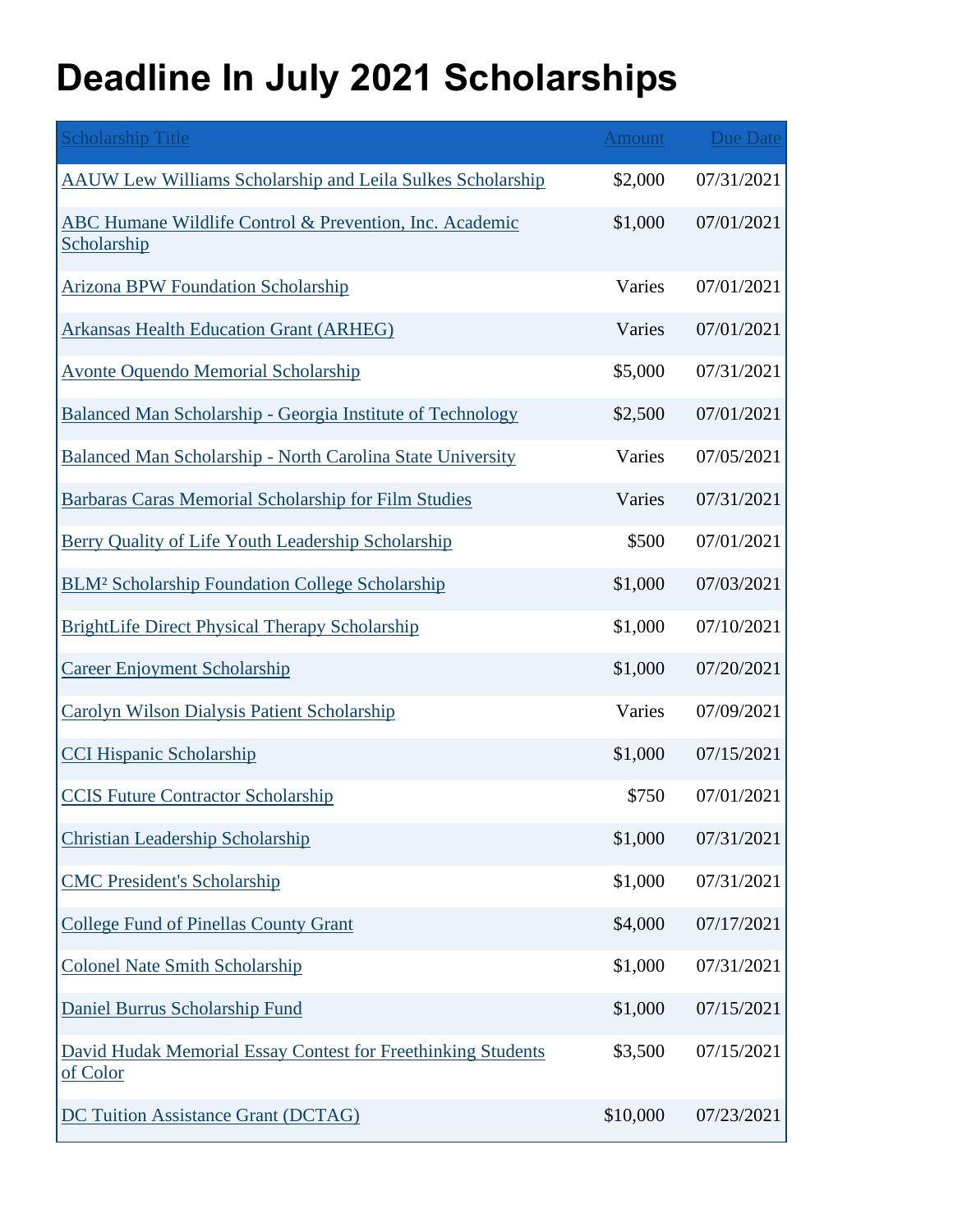# Deadline In July 2021 Scholarships

| Scholarship Title | Amount | Due Date |
|---|---|---|
| AAUW Lew Williams Scholarship and Leila Sulkes Scholarship | $2,000 | 07/31/2021 |
| ABC Humane Wildlife Control & Prevention, Inc. Academic Scholarship | $1,000 | 07/01/2021 |
| Arizona BPW Foundation Scholarship | Varies | 07/01/2021 |
| Arkansas Health Education Grant (ARHEG) | Varies | 07/01/2021 |
| Avonte Oquendo Memorial Scholarship | $5,000 | 07/31/2021 |
| Balanced Man Scholarship - Georgia Institute of Technology | $2,500 | 07/01/2021 |
| Balanced Man Scholarship - North Carolina State University | Varies | 07/05/2021 |
| Barbaras Caras Memorial Scholarship for Film Studies | Varies | 07/31/2021 |
| Berry Quality of Life Youth Leadership Scholarship | $500 | 07/01/2021 |
| BLM² Scholarship Foundation College Scholarship | $1,000 | 07/03/2021 |
| BrightLife Direct Physical Therapy Scholarship | $1,000 | 07/10/2021 |
| Career Enjoyment Scholarship | $1,000 | 07/20/2021 |
| Carolyn Wilson Dialysis Patient Scholarship | Varies | 07/09/2021 |
| CCI Hispanic Scholarship | $1,000 | 07/15/2021 |
| CCIS Future Contractor Scholarship | $750 | 07/01/2021 |
| Christian Leadership Scholarship | $1,000 | 07/31/2021 |
| CMC President's Scholarship | $1,000 | 07/31/2021 |
| College Fund of Pinellas County Grant | $4,000 | 07/17/2021 |
| Colonel Nate Smith Scholarship | $1,000 | 07/31/2021 |
| Daniel Burrus Scholarship Fund | $1,000 | 07/15/2021 |
| David Hudak Memorial Essay Contest for Freethinking Students of Color | $3,500 | 07/15/2021 |
| DC Tuition Assistance Grant (DCTAG) | $10,000 | 07/23/2021 |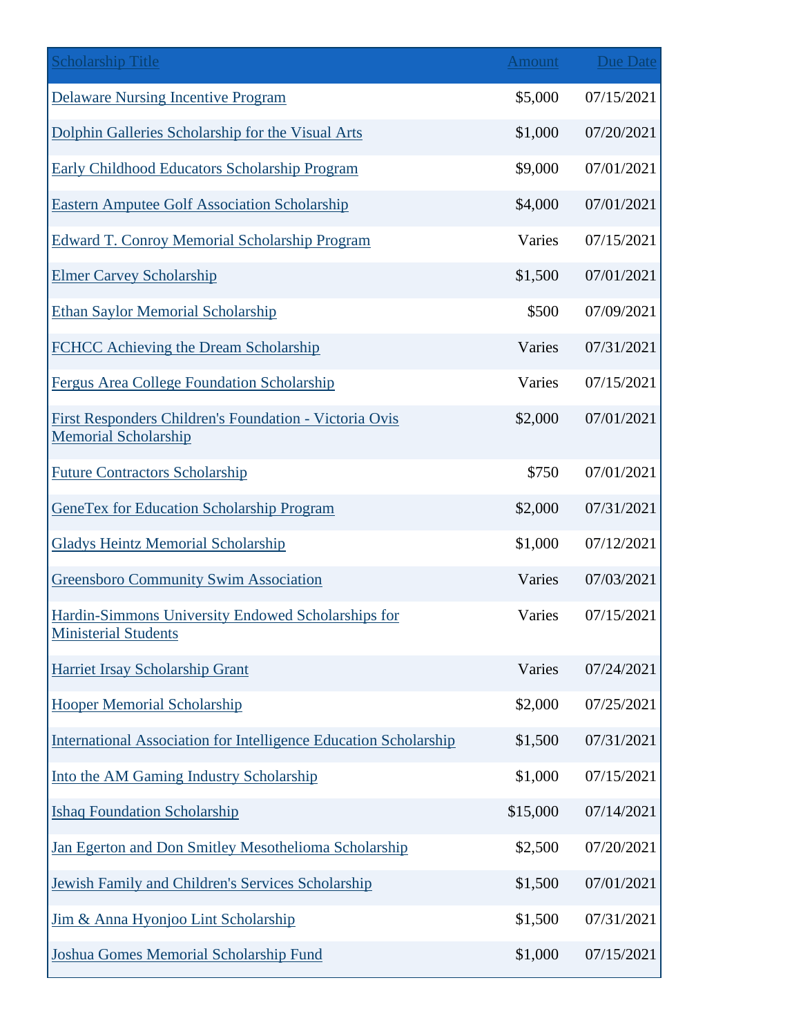| Scholarship Title | Amount | Due Date |
|---|---|---|
| Delaware Nursing Incentive Program | $5,000 | 07/15/2021 |
| Dolphin Galleries Scholarship for the Visual Arts | $1,000 | 07/20/2021 |
| Early Childhood Educators Scholarship Program | $9,000 | 07/01/2021 |
| Eastern Amputee Golf Association Scholarship | $4,000 | 07/01/2021 |
| Edward T. Conroy Memorial Scholarship Program | Varies | 07/15/2021 |
| Elmer Carvey Scholarship | $1,500 | 07/01/2021 |
| Ethan Saylor Memorial Scholarship | $500 | 07/09/2021 |
| FCHCC Achieving the Dream Scholarship | Varies | 07/31/2021 |
| Fergus Area College Foundation Scholarship | Varies | 07/15/2021 |
| First Responders Children's Foundation - Victoria Ovis Memorial Scholarship | $2,000 | 07/01/2021 |
| Future Contractors Scholarship | $750 | 07/01/2021 |
| GeneTex for Education Scholarship Program | $2,000 | 07/31/2021 |
| Gladys Heintz Memorial Scholarship | $1,000 | 07/12/2021 |
| Greensboro Community Swim Association | Varies | 07/03/2021 |
| Hardin-Simmons University Endowed Scholarships for Ministerial Students | Varies | 07/15/2021 |
| Harriet Irsay Scholarship Grant | Varies | 07/24/2021 |
| Hooper Memorial Scholarship | $2,000 | 07/25/2021 |
| International Association for Intelligence Education Scholarship | $1,500 | 07/31/2021 |
| Into the AM Gaming Industry Scholarship | $1,000 | 07/15/2021 |
| Ishaq Foundation Scholarship | $15,000 | 07/14/2021 |
| Jan Egerton and Don Smitley Mesothelioma Scholarship | $2,500 | 07/20/2021 |
| Jewish Family and Children's Services Scholarship | $1,500 | 07/01/2021 |
| Jim & Anna Hyonjoo Lint Scholarship | $1,500 | 07/31/2021 |
| Joshua Gomes Memorial Scholarship Fund | $1,000 | 07/15/2021 |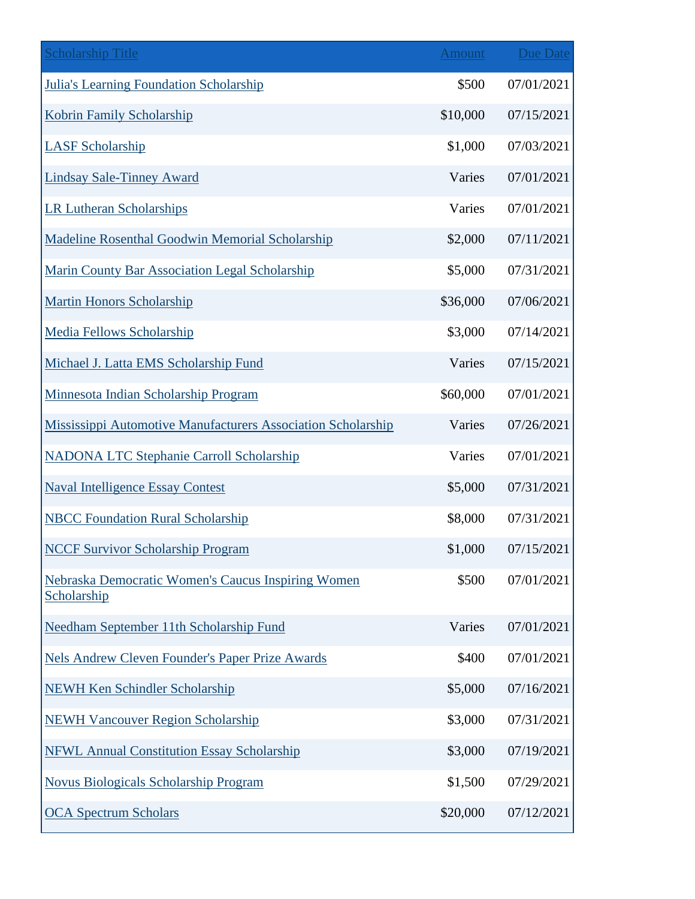| Scholarship Title | Amount | Due Date |
|---|---|---|
| Julia's Learning Foundation Scholarship | $500 | 07/01/2021 |
| Kobrin Family Scholarship | $10,000 | 07/15/2021 |
| LASF Scholarship | $1,000 | 07/03/2021 |
| Lindsay Sale-Tinney Award | Varies | 07/01/2021 |
| LR Lutheran Scholarships | Varies | 07/01/2021 |
| Madeline Rosenthal Goodwin Memorial Scholarship | $2,000 | 07/11/2021 |
| Marin County Bar Association Legal Scholarship | $5,000 | 07/31/2021 |
| Martin Honors Scholarship | $36,000 | 07/06/2021 |
| Media Fellows Scholarship | $3,000 | 07/14/2021 |
| Michael J. Latta EMS Scholarship Fund | Varies | 07/15/2021 |
| Minnesota Indian Scholarship Program | $60,000 | 07/01/2021 |
| Mississippi Automotive Manufacturers Association Scholarship | Varies | 07/26/2021 |
| NADONA LTC Stephanie Carroll Scholarship | Varies | 07/01/2021 |
| Naval Intelligence Essay Contest | $5,000 | 07/31/2021 |
| NBCC Foundation Rural Scholarship | $8,000 | 07/31/2021 |
| NCCF Survivor Scholarship Program | $1,000 | 07/15/2021 |
| Nebraska Democratic Women's Caucus Inspiring Women Scholarship | $500 | 07/01/2021 |
| Needham September 11th Scholarship Fund | Varies | 07/01/2021 |
| Nels Andrew Cleven Founder's Paper Prize Awards | $400 | 07/01/2021 |
| NEWH Ken Schindler Scholarship | $5,000 | 07/16/2021 |
| NEWH Vancouver Region Scholarship | $3,000 | 07/31/2021 |
| NFWL Annual Constitution Essay Scholarship | $3,000 | 07/19/2021 |
| Novus Biologicals Scholarship Program | $1,500 | 07/29/2021 |
| OCA Spectrum Scholars | $20,000 | 07/12/2021 |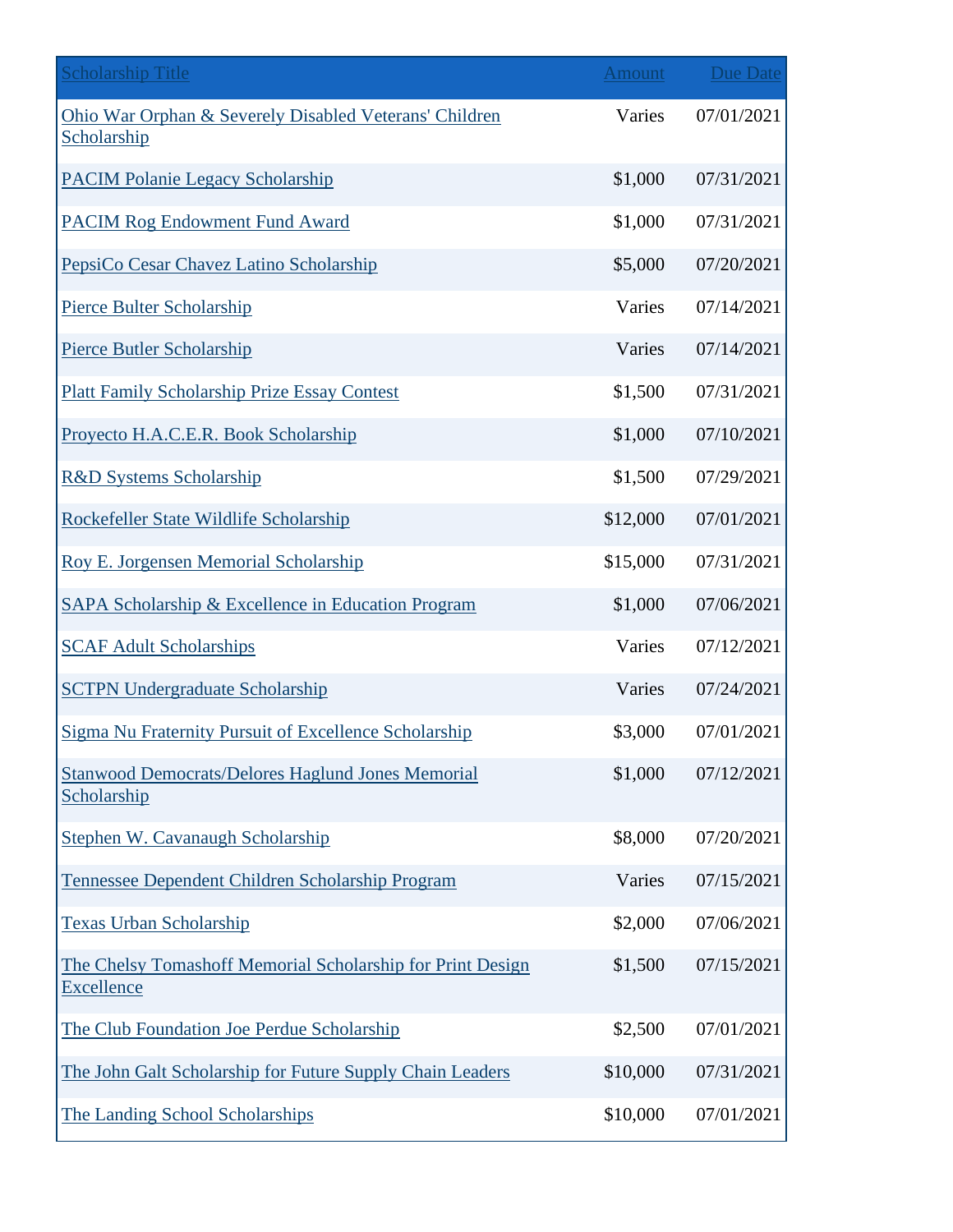| Scholarship Title | Amount | Due Date |
|---|---|---|
| Ohio War Orphan & Severely Disabled Veterans' Children Scholarship | Varies | 07/01/2021 |
| PACIM Polanie Legacy Scholarship | $1,000 | 07/31/2021 |
| PACIM Rog Endowment Fund Award | $1,000 | 07/31/2021 |
| PepsiCo Cesar Chavez Latino Scholarship | $5,000 | 07/20/2021 |
| Pierce Bulter Scholarship | Varies | 07/14/2021 |
| Pierce Butler Scholarship | Varies | 07/14/2021 |
| Platt Family Scholarship Prize Essay Contest | $1,500 | 07/31/2021 |
| Proyecto H.A.C.E.R. Book Scholarship | $1,000 | 07/10/2021 |
| R&D Systems Scholarship | $1,500 | 07/29/2021 |
| Rockefeller State Wildlife Scholarship | $12,000 | 07/01/2021 |
| Roy E. Jorgensen Memorial Scholarship | $15,000 | 07/31/2021 |
| SAPA Scholarship & Excellence in Education Program | $1,000 | 07/06/2021 |
| SCAF Adult Scholarships | Varies | 07/12/2021 |
| SCTPN Undergraduate Scholarship | Varies | 07/24/2021 |
| Sigma Nu Fraternity Pursuit of Excellence Scholarship | $3,000 | 07/01/2021 |
| Stanwood Democrats/Delores Haglund Jones Memorial Scholarship | $1,000 | 07/12/2021 |
| Stephen W. Cavanaugh Scholarship | $8,000 | 07/20/2021 |
| Tennessee Dependent Children Scholarship Program | Varies | 07/15/2021 |
| Texas Urban Scholarship | $2,000 | 07/06/2021 |
| The Chelsy Tomashoff Memorial Scholarship for Print Design Excellence | $1,500 | 07/15/2021 |
| The Club Foundation Joe Perdue Scholarship | $2,500 | 07/01/2021 |
| The John Galt Scholarship for Future Supply Chain Leaders | $10,000 | 07/31/2021 |
| The Landing School Scholarships | $10,000 | 07/01/2021 |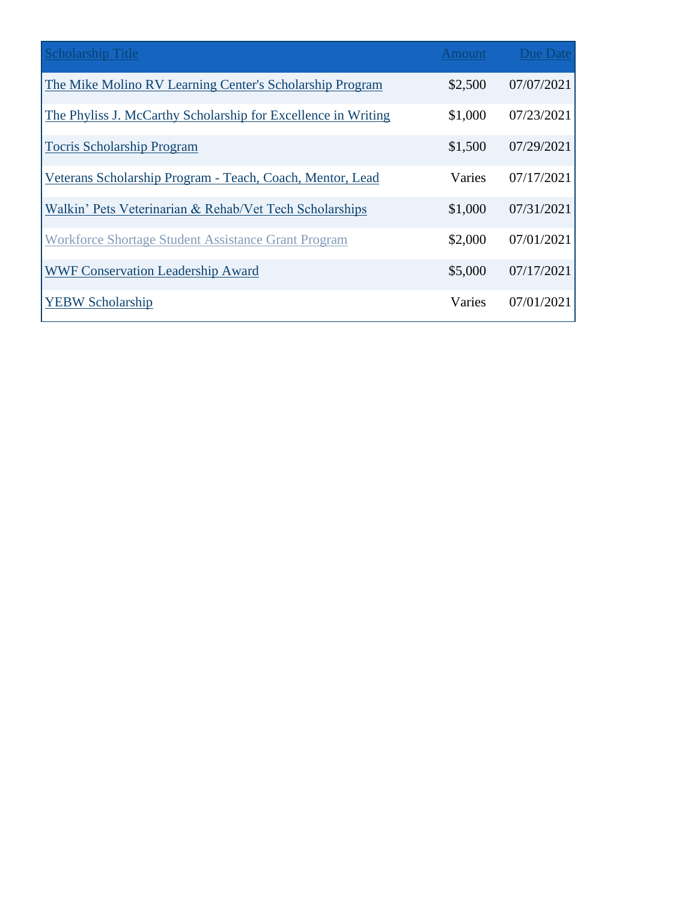| Scholarship Title | Amount | Due Date |
|---|---|---|
| The Mike Molino RV Learning Center's Scholarship Program | $2,500 | 07/07/2021 |
| The Phyliss J. McCarthy Scholarship for Excellence in Writing | $1,000 | 07/23/2021 |
| Tocris Scholarship Program | $1,500 | 07/29/2021 |
| Veterans Scholarship Program - Teach, Coach, Mentor, Lead | Varies | 07/17/2021 |
| Walkin' Pets Veterinarian & Rehab/Vet Tech Scholarships | $1,000 | 07/31/2021 |
| Workforce Shortage Student Assistance Grant Program | $2,000 | 07/01/2021 |
| WWF Conservation Leadership Award | $5,000 | 07/17/2021 |
| YEBW Scholarship | Varies | 07/01/2021 |